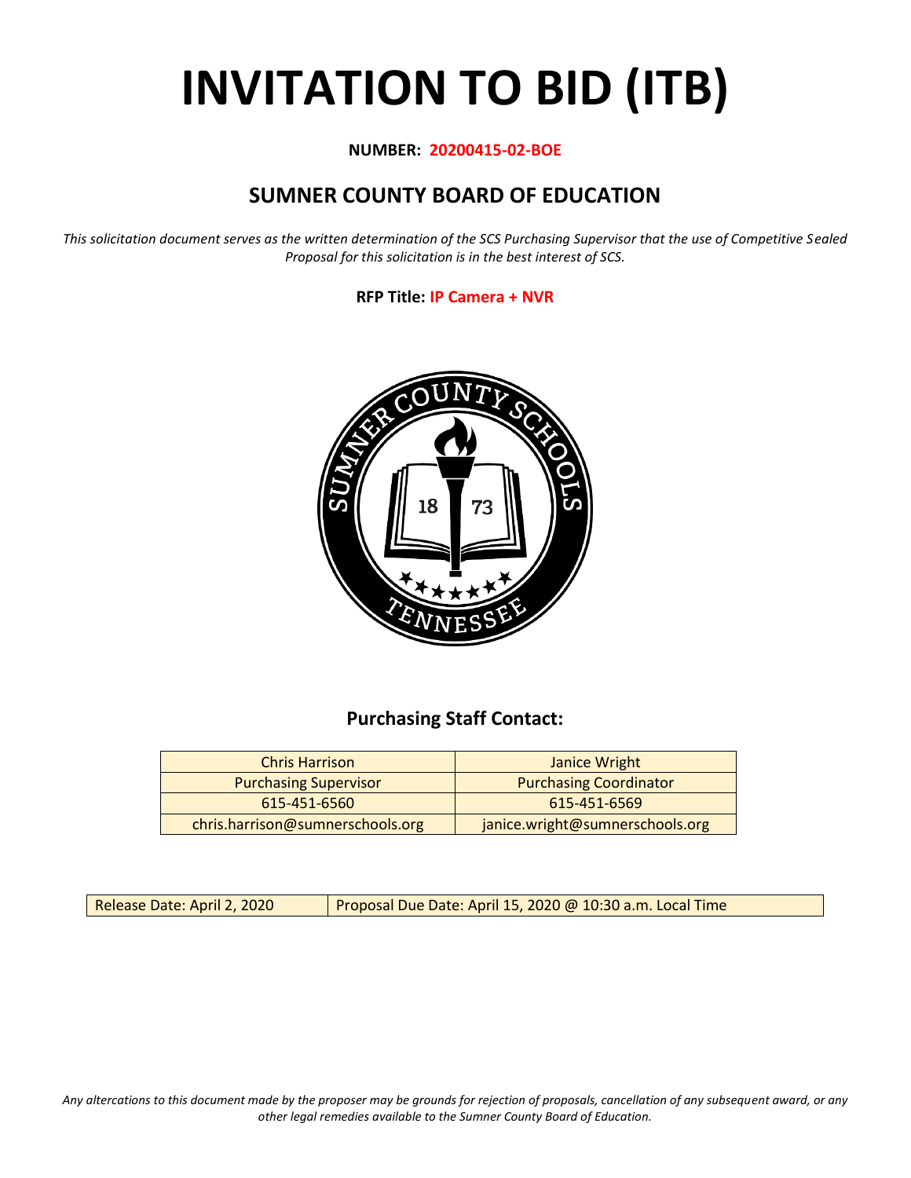# INVITATION TO BID (ITB)

**NUMBER: 20200415-02-BOE**

## SUMNER COUNTY BOARD OF EDUCATION

*This solicitation document serves as the written determination of the SCS Purchasing Supervisor that the use of Competitive Sealed Proposal for this solicitation is in the best interest of SCS.*

**RFP Title: IP Camera + NVR**

### Purchasing Staff Contact:

| Chris Harrison | Janice Wright |
|---|---|
| Purchasing Supervisor | Purchasing Coordinator |
| 615-451-6560 | 615-451-6569 |
| chris.harrison@sumnerschools.org | janice.wright@sumnerschools.org |

| Release Date: April 2, 2020 | Proposal Due Date: April 15, 2020 @ 10:30 a.m. Local Time |
|---|---|

*Any altercations to this document made by the proposer may be grounds for rejection of proposals, cancellation of any subsequent award, or any other legal remedies available to the Sumner County Board of Education.*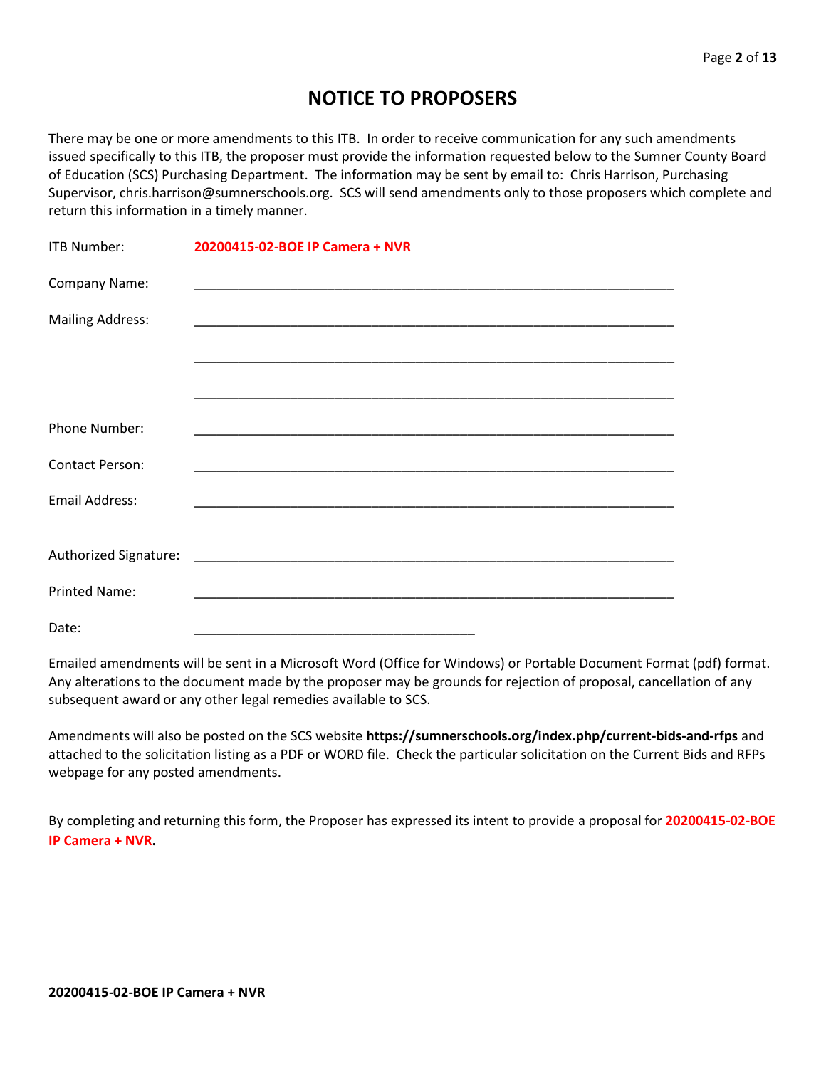# NOTICE TO PROPOSERS

There may be one or more amendments to this ITB. In order to receive communication for any such amendments issued specifically to this ITB, the proposer must provide the information requested below to the Sumner County Board of Education (SCS) Purchasing Department. The information may be sent by email to: Chris Harrison, Purchasing Supervisor, chris.harrison@sumnerschools.org. SCS will send amendments only to those proposers which complete and return this information in a timely manner.

ITB Number: **20200415-02-BOE IP Camera + NVR**

Company Name: ____________________________________________________________________

Mailing Address: ____________________________________________________________________

____________________________________________________________________

____________________________________________________________________

Phone Number: ____________________________________________________________________

Contact Person: ____________________________________________________________________

Email Address: ____________________________________________________________________

Authorized Signature: ____________________________________________________________________

Printed Name: ____________________________________________________________________

Date: ________________________________________

Emailed amendments will be sent in a Microsoft Word (Office for Windows) or Portable Document Format (pdf) format. Any alterations to the document made by the proposer may be grounds for rejection of proposal, cancellation of any subsequent award or any other legal remedies available to SCS.

Amendments will also be posted on the SCS website **https://sumnerschools.org/index.php/current-bids-and-rfps** and attached to the solicitation listing as a PDF or WORD file. Check the particular solicitation on the Current Bids and RFPs webpage for any posted amendments.

By completing and returning this form, the Proposer has expressed its intent to provide a proposal for **20200415-02-BOE IP Camera + NVR.**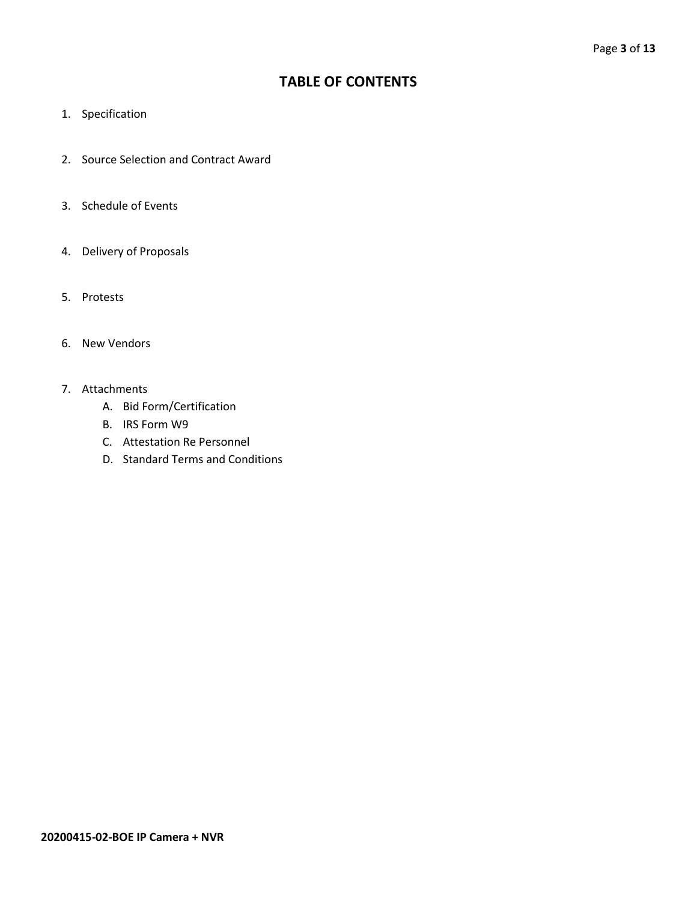# TABLE OF CONTENTS

1. Specification
2. Source Selection and Contract Award
3. Schedule of Events
4. Delivery of Proposals
5. Protests
6. New Vendors
7. Attachments
   A. Bid Form/Certification
   B. IRS Form W9
   C. Attestation Re Personnel
   D. Standard Terms and Conditions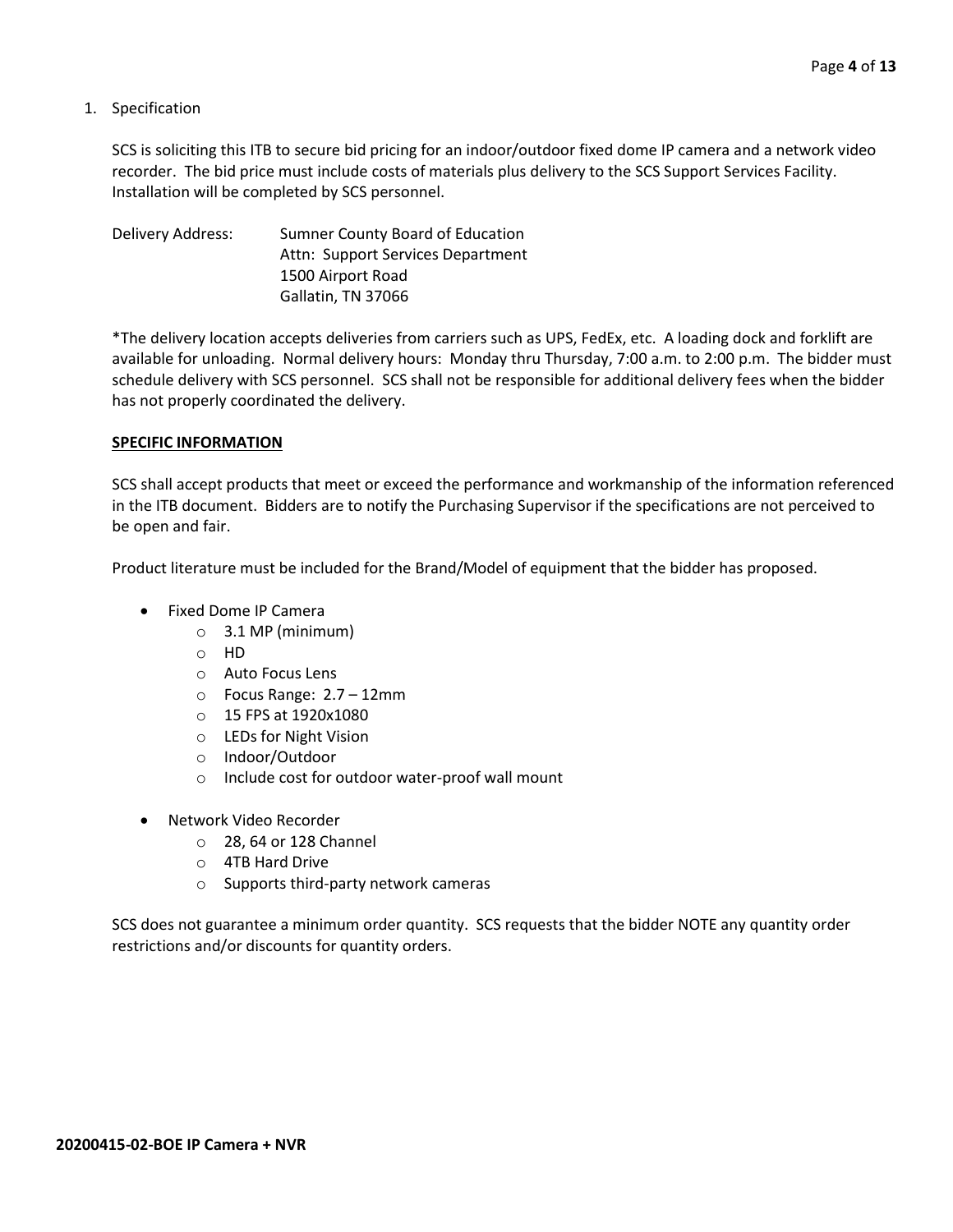1. Specification

SCS is soliciting this ITB to secure bid pricing for an indoor/outdoor fixed dome IP camera and a network video recorder. The bid price must include costs of materials plus delivery to the SCS Support Services Facility. Installation will be completed by SCS personnel.

Delivery Address: Sumner County Board of Education
Attn: Support Services Department
1500 Airport Road
Gallatin, TN 37066

*The delivery location accepts deliveries from carriers such as UPS, FedEx, etc. A loading dock and forklift are available for unloading. Normal delivery hours: Monday thru Thursday, 7:00 a.m. to 2:00 p.m. The bidder must schedule delivery with SCS personnel. SCS shall not be responsible for additional delivery fees when the bidder has not properly coordinated the delivery.

**SPECIFIC INFORMATION**

SCS shall accept products that meet or exceed the performance and workmanship of the information referenced in the ITB document. Bidders are to notify the Purchasing Supervisor if the specifications are not perceived to be open and fair.

Product literature must be included for the Brand/Model of equipment that the bidder has proposed.

- Fixed Dome IP Camera
  - 3.1 MP (minimum)
  - HD
  - Auto Focus Lens
  - Focus Range: 2.7 – 12mm
  - 15 FPS at 1920x1080
  - LEDs for Night Vision
  - Indoor/Outdoor
  - Include cost for outdoor water-proof wall mount
- Network Video Recorder
  - 28, 64 or 128 Channel
  - 4TB Hard Drive
  - Supports third-party network cameras

SCS does not guarantee a minimum order quantity. SCS requests that the bidder NOTE any quantity order restrictions and/or discounts for quantity orders.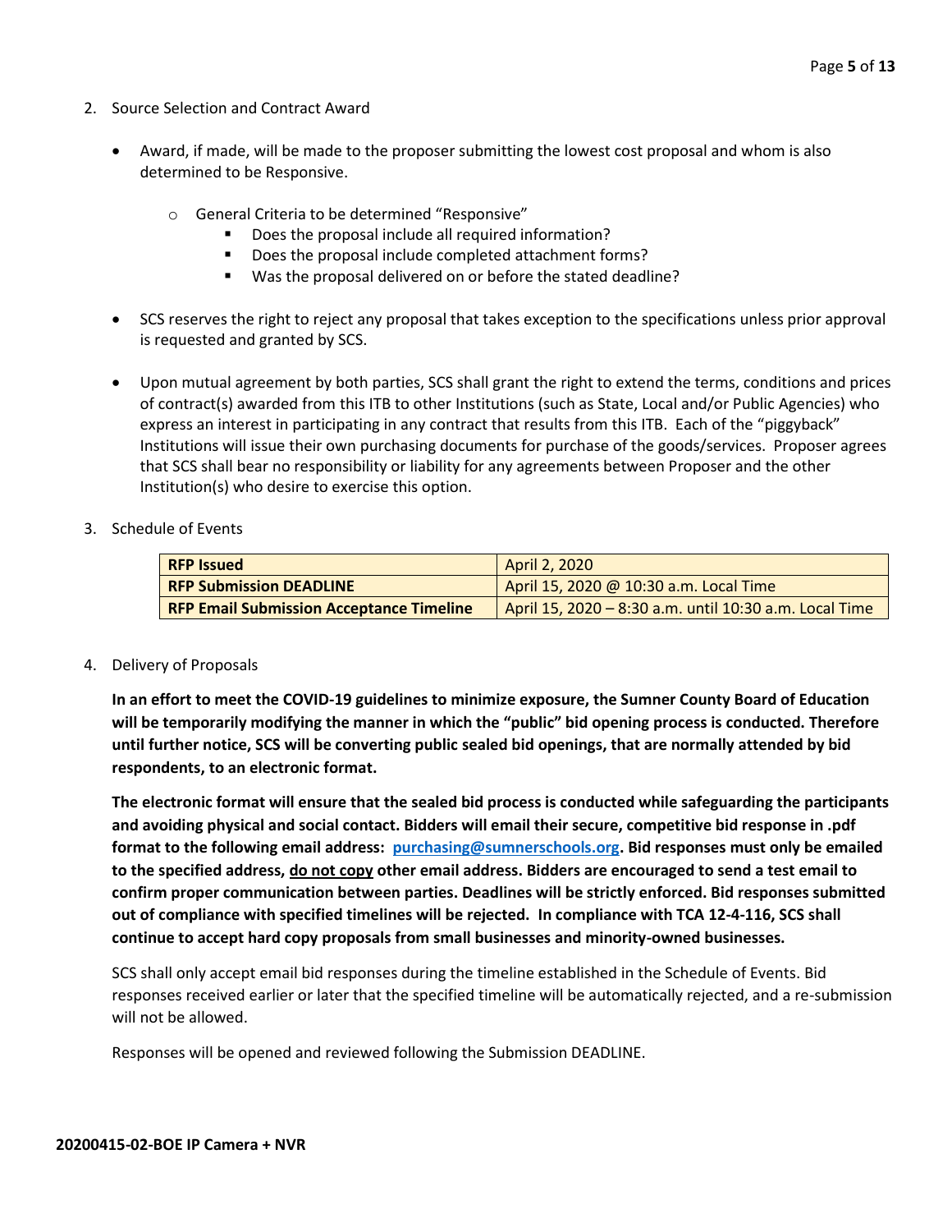2. Source Selection and Contract Award

    - Award, if made, will be made to the proposer submitting the lowest cost proposal and whom is also determined to be Responsive.
        - General Criteria to be determined "Responsive"
            - Does the proposal include all required information?
            - Does the proposal include completed attachment forms?
            - Was the proposal delivered on or before the stated deadline?
    - SCS reserves the right to reject any proposal that takes exception to the specifications unless prior approval is requested and granted by SCS.
    - Upon mutual agreement by both parties, SCS shall grant the right to extend the terms, conditions and prices of contract(s) awarded from this ITB to other Institutions (such as State, Local and/or Public Agencies) who express an interest in participating in any contract that results from this ITB. Each of the "piggyback" Institutions will issue their own purchasing documents for purchase of the goods/services. Proposer agrees that SCS shall bear no responsibility or liability for any agreements between Proposer and the other Institution(s) who desire to exercise this option.

3. Schedule of Events

| **RFP Issued** | April 2, 2020 |
|---|---|
| **RFP Submission DEADLINE** | April 15, 2020 @ 10:30 a.m. Local Time |
| **RFP Email Submission Acceptance Timeline** | April 15, 2020 – 8:30 a.m. until 10:30 a.m. Local Time |

4. Delivery of Proposals

**In an effort to meet the COVID-19 guidelines to minimize exposure, the Sumner County Board of Education will be temporarily modifying the manner in which the "public" bid opening process is conducted. Therefore until further notice, SCS will be converting public sealed bid openings, that are normally attended by bid respondents, to an electronic format.**

**The electronic format will ensure that the sealed bid process is conducted while safeguarding the participants and avoiding physical and social contact. Bidders will email their secure, competitive bid response in .pdf format to the following email address: purchasing@sumnerschools.org. Bid responses must only be emailed to the specified address, <u>do not copy</u> other email address. Bidders are encouraged to send a test email to confirm proper communication between parties. Deadlines will be strictly enforced. Bid responses submitted out of compliance with specified timelines will be rejected. In compliance with TCA 12-4-116, SCS shall continue to accept hard copy proposals from small businesses and minority-owned businesses.**

SCS shall only accept email bid responses during the timeline established in the Schedule of Events. Bid responses received earlier or later that the specified timeline will be automatically rejected, and a re-submission will not be allowed.

Responses will be opened and reviewed following the Submission DEADLINE.

**20200415-02-BOE IP Camera + NVR**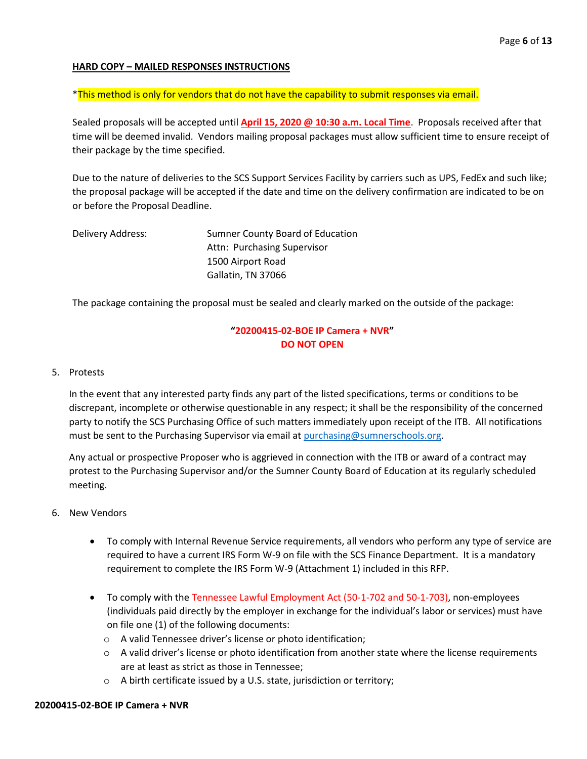**HARD COPY – MAILED RESPONSES INSTRUCTIONS**

*This method is only for vendors that do not have the capability to submit responses via email.

Sealed proposals will be accepted until **April 15, 2020 @ 10:30 a.m. Local Time**. Proposals received after that time will be deemed invalid. Vendors mailing proposal packages must allow sufficient time to ensure receipt of their package by the time specified.

Due to the nature of deliveries to the SCS Support Services Facility by carriers such as UPS, FedEx and such like; the proposal package will be accepted if the date and time on the delivery confirmation are indicated to be on or before the Proposal Deadline.

Delivery Address:
Sumner County Board of Education
Attn: Purchasing Supervisor
1500 Airport Road
Gallatin, TN 37066

The package containing the proposal must be sealed and clearly marked on the outside of the package:

**"20200415-02-BOE IP Camera + NVR"**
**DO NOT OPEN**

5. Protests

   In the event that any interested party finds any part of the listed specifications, terms or conditions to be discrepant, incomplete or otherwise questionable in any respect; it shall be the responsibility of the concerned party to notify the SCS Purchasing Office of such matters immediately upon receipt of the ITB. All notifications must be sent to the Purchasing Supervisor via email at purchasing@sumnerschools.org.

   Any actual or prospective Proposer who is aggrieved in connection with the ITB or award of a contract may protest to the Purchasing Supervisor and/or the Sumner County Board of Education at its regularly scheduled meeting.

6. New Vendors

   - To comply with Internal Revenue Service requirements, all vendors who perform any type of service are required to have a current IRS Form W-9 on file with the SCS Finance Department. It is a mandatory requirement to complete the IRS Form W-9 (Attachment 1) included in this RFP.

   - To comply with the Tennessee Lawful Employment Act (50-1-702 and 50-1-703), non-employees (individuals paid directly by the employer in exchange for the individual's labor or services) must have on file one (1) of the following documents:
     - A valid Tennessee driver's license or photo identification;
     - A valid driver's license or photo identification from another state where the license requirements are at least as strict as those in Tennessee;
     - A birth certificate issued by a U.S. state, jurisdiction or territory;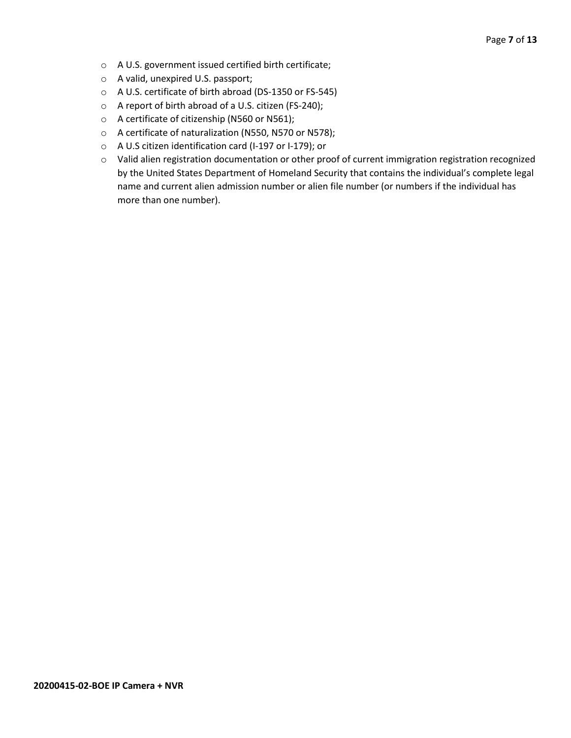- A U.S. government issued certified birth certificate;
- A valid, unexpired U.S. passport;
- A U.S. certificate of birth abroad (DS-1350 or FS-545)
- A report of birth abroad of a U.S. citizen (FS-240);
- A certificate of citizenship (N560 or N561);
- A certificate of naturalization (N550, N570 or N578);
- A U.S citizen identification card (I-197 or I-179); or
- Valid alien registration documentation or other proof of current immigration registration recognized by the United States Department of Homeland Security that contains the individual's complete legal name and current alien admission number or alien file number (or numbers if the individual has more than one number).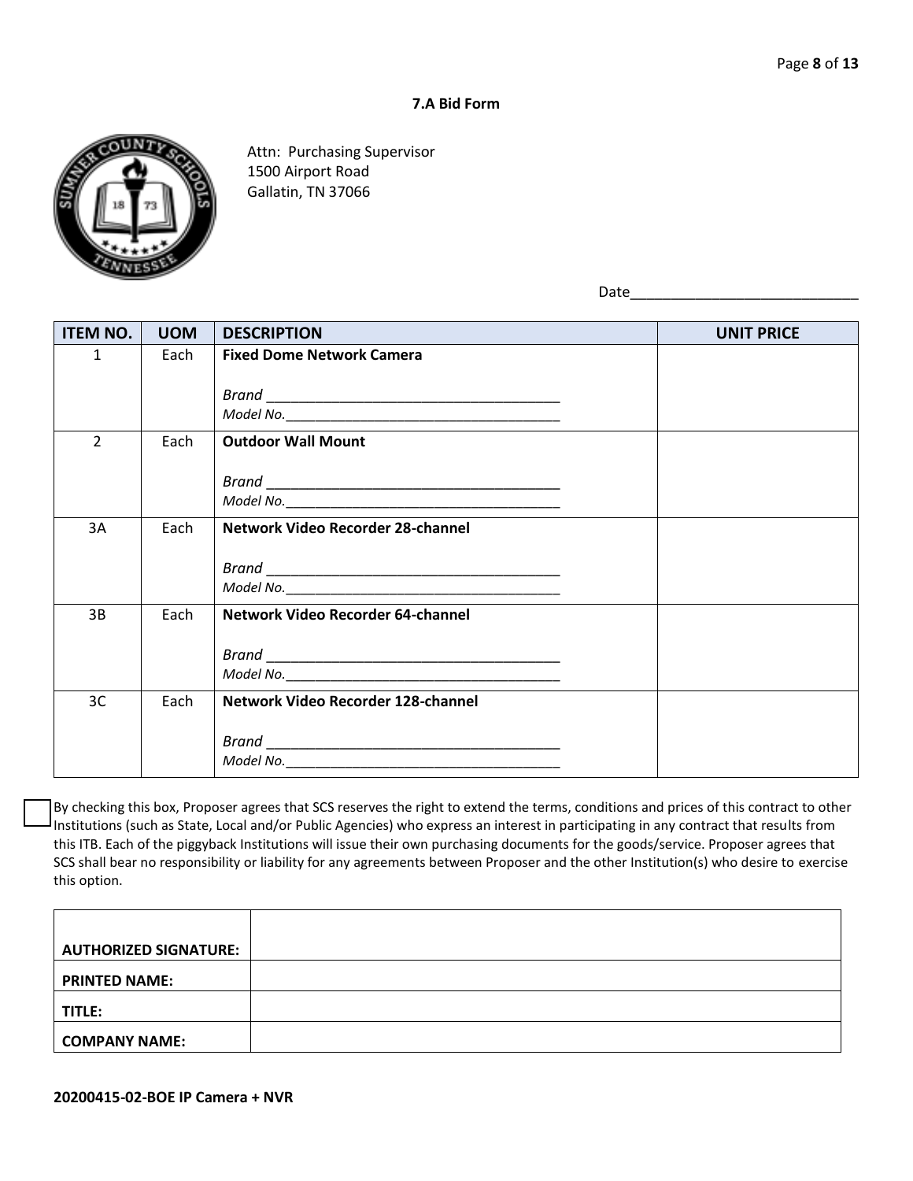**7.A Bid Form**

Attn: Purchasing Supervisor
1500 Airport Road
Gallatin, TN 37066

Date____________________________

| ITEM NO. | UOM | DESCRIPTION | UNIT PRICE |
|---|---|---|---|
| 1 | Each | **Fixed Dome Network Camera**<br><br>*Brand* ______________________________________<br>*Model No.*_____________________________________ | |
| 2 | Each | **Outdoor Wall Mount**<br><br>*Brand* ______________________________________<br>*Model No.*_____________________________________ | |
| 3A | Each | **Network Video Recorder 28-channel**<br><br>*Brand* ______________________________________<br>*Model No.*_____________________________________ | |
| 3B | Each | **Network Video Recorder 64-channel**<br><br>*Brand* ______________________________________<br>*Model No.*_____________________________________ | |
| 3C | Each | **Network Video Recorder 128-channel**<br><br>*Brand* ______________________________________<br>*Model No.*_____________________________________ | |

☐ By checking this box, Proposer agrees that SCS reserves the right to extend the terms, conditions and prices of this contract to other Institutions (such as State, Local and/or Public Agencies) who express an interest in participating in any contract that results from this ITB. Each of the piggyback Institutions will issue their own purchasing documents for the goods/service. Proposer agrees that SCS shall bear no responsibility or liability for any agreements between Proposer and the other Institution(s) who desire to exercise this option.

| | |
|---|---|
| **AUTHORIZED SIGNATURE:** | |
| **PRINTED NAME:** | |
| **TITLE:** | |
| **COMPANY NAME:** | |

**20200415-02-BOE IP Camera + NVR**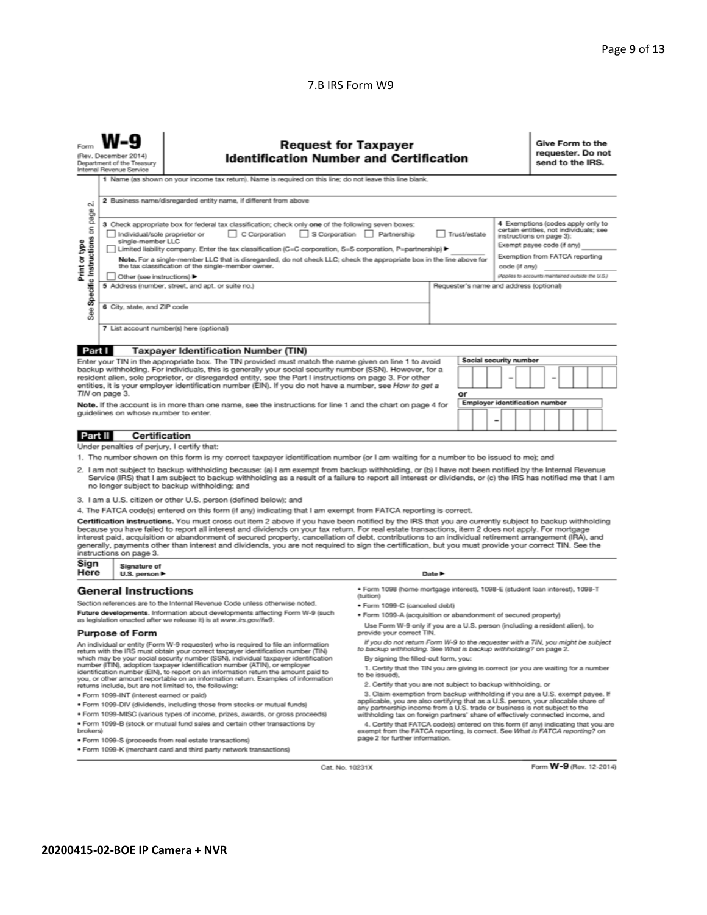7.B IRS Form W9

Form **W-9**
(Rev. December 2014)
Department of the Treasury
Internal Revenue Service

# Request for Taxpayer Identification Number and Certification

**Give Form to the requester. Do not send to the IRS.**

Print or type
See **Specific Instructions** on page 2.

1 Name (as shown on your income tax return). Name is required on this line; do not leave this line blank.

2 Business name/disregarded entity name, if different from above

3 Check appropriate box for federal tax classification; check only **one** of the following seven boxes:
☐ Individual/sole proprietor or single-member LLC ☐ C Corporation ☐ S Corporation ☐ Partnership ☐ Trust/estate
☐ Limited liability company. Enter the tax classification (C=C corporation, S=S corporation, P=partnership) ▶ ________
**Note.** For a single-member LLC that is disregarded, do not check LLC; check the appropriate box in the line above for the tax classification of the single-member owner.
☐ Other (see instructions) ▶

4 Exemptions (codes apply only to certain entities, not individuals; see instructions on page 3):
Exempt payee code (if any) ________
Exemption from FATCA reporting code (if any) ________
*(Applies to accounts maintained outside the U.S.)*

5 Address (number, street, and apt. or suite no.)

Requester's name and address (optional)

6 City, state, and ZIP code

7 List account number(s) here (optional)

## Part I Taxpayer Identification Number (TIN)

Enter your TIN in the appropriate box. The TIN provided must match the name given on line 1 to avoid backup withholding. For individuals, this is generally your social security number (SSN). However, for a resident alien, sole proprietor, or disregarded entity, see the Part I instructions on page 3. For other entities, it is your employer identification number (EIN). If you do not have a number, see *How to get a TIN* on page 3.

**Note.** If the account is in more than one name, see the instructions for line 1 and the chart on page 4 for guidelines on whose number to enter.

**Social security number**
[ ][ ][ ] – [ ][ ] – [ ][ ][ ][ ]

or

**Employer identification number**
[ ][ ] – [ ][ ][ ][ ][ ][ ][ ]

## Part II Certification

Under penalties of perjury, I certify that:

1. The number shown on this form is my correct taxpayer identification number (or I am waiting for a number to be issued to me); and
2. I am not subject to backup withholding because: (a) I am exempt from backup withholding, or (b) I have not been notified by the Internal Revenue Service (IRS) that I am subject to backup withholding as a result of a failure to report all interest or dividends, or (c) the IRS has notified me that I am no longer subject to backup withholding; and
3. I am a U.S. citizen or other U.S. person (defined below); and
4. The FATCA code(s) entered on this form (if any) indicating that I am exempt from FATCA reporting is correct.

**Certification instructions.** You must cross out item 2 above if you have been notified by the IRS that you are currently subject to backup withholding because you have failed to report all interest and dividends on your tax return. For real estate transactions, item 2 does not apply. For mortgage interest paid, acquisition or abandonment of secured property, cancellation of debt, contributions to an individual retirement arrangement (IRA), and generally, payments other than interest and dividends, you are not required to sign the certification, but you must provide your correct TIN. See the instructions on page 3.

**Sign Here** Signature of U.S. person ▶ Date ▶

## General Instructions

Section references are to the Internal Revenue Code unless otherwise noted.

**Future developments.** Information about developments affecting Form W-9 (such as legislation enacted after we release it) is at *www.irs.gov/fw9*.

### Purpose of Form

An individual or entity (Form W-9 requester) who is required to file an information return with the IRS must obtain your correct taxpayer identification number (TIN) which may be your social security number (SSN), individual taxpayer identification number (ITIN), adoption taxpayer identification number (ATIN), or employer identification number (EIN), to report on an information return the amount paid to you, or other amount reportable on an information return. Examples of information returns include, but are not limited to, the following:

- Form 1099-INT (interest earned or paid)
- Form 1099-DIV (dividends, including those from stocks or mutual funds)
- Form 1099-MISC (various types of income, prizes, awards, or gross proceeds)
- Form 1099-B (stock or mutual fund sales and certain other transactions by brokers)
- Form 1099-S (proceeds from real estate transactions)
- Form 1099-K (merchant card and third party network transactions)
- Form 1098 (home mortgage interest), 1098-E (student loan interest), 1098-T (tuition)
- Form 1099-C (canceled debt)
- Form 1099-A (acquisition or abandonment of secured property)

Use Form W-9 only if you are a U.S. person (including a resident alien), to provide your correct TIN.

*If you do not return Form W-9 to the requester with a TIN, you might be subject to backup withholding. See What is backup withholding? on page 2.*

By signing the filled-out form, you:

1. Certify that the TIN you are giving is correct (or you are waiting for a number to be issued),
2. Certify that you are not subject to backup withholding, or
3. Claim exemption from backup withholding if you are a U.S. exempt payee. If applicable, you are also certifying that as a U.S. person, your allocable share of any partnership income from a U.S. trade or business is not subject to the withholding tax on foreign partners' share of effectively connected income, and
4. Certify that FATCA code(s) entered on this form (if any) indicating that you are exempt from the FATCA reporting, is correct. See *What is FATCA reporting?* on page 2 for further information.

Cat. No. 10231X Form **W-9** (Rev. 12-2014)

**20200415-02-BOE IP Camera + NVR**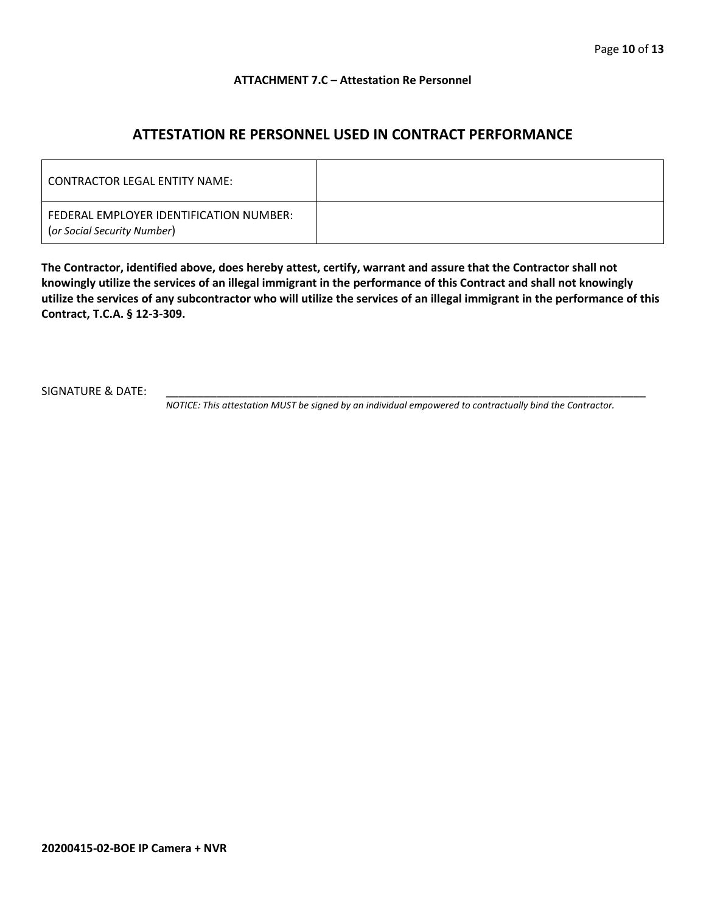**ATTACHMENT 7.C – Attestation Re Personnel**

## ATTESTATION RE PERSONNEL USED IN CONTRACT PERFORMANCE

| CONTRACTOR LEGAL ENTITY NAME: | |
|---|---|
| FEDERAL EMPLOYER IDENTIFICATION NUMBER: (*or Social Security Number*) | |

**The Contractor, identified above, does hereby attest, certify, warrant and assure that the Contractor shall not knowingly utilize the services of an illegal immigrant in the performance of this Contract and shall not knowingly utilize the services of any subcontractor who will utilize the services of an illegal immigrant in the performance of this Contract, T.C.A. § 12-3-309.**

SIGNATURE & DATE: ________________________________________________________________________________

*NOTICE: This attestation MUST be signed by an individual empowered to contractually bind the Contractor.*

**20200415-02-BOE IP Camera + NVR**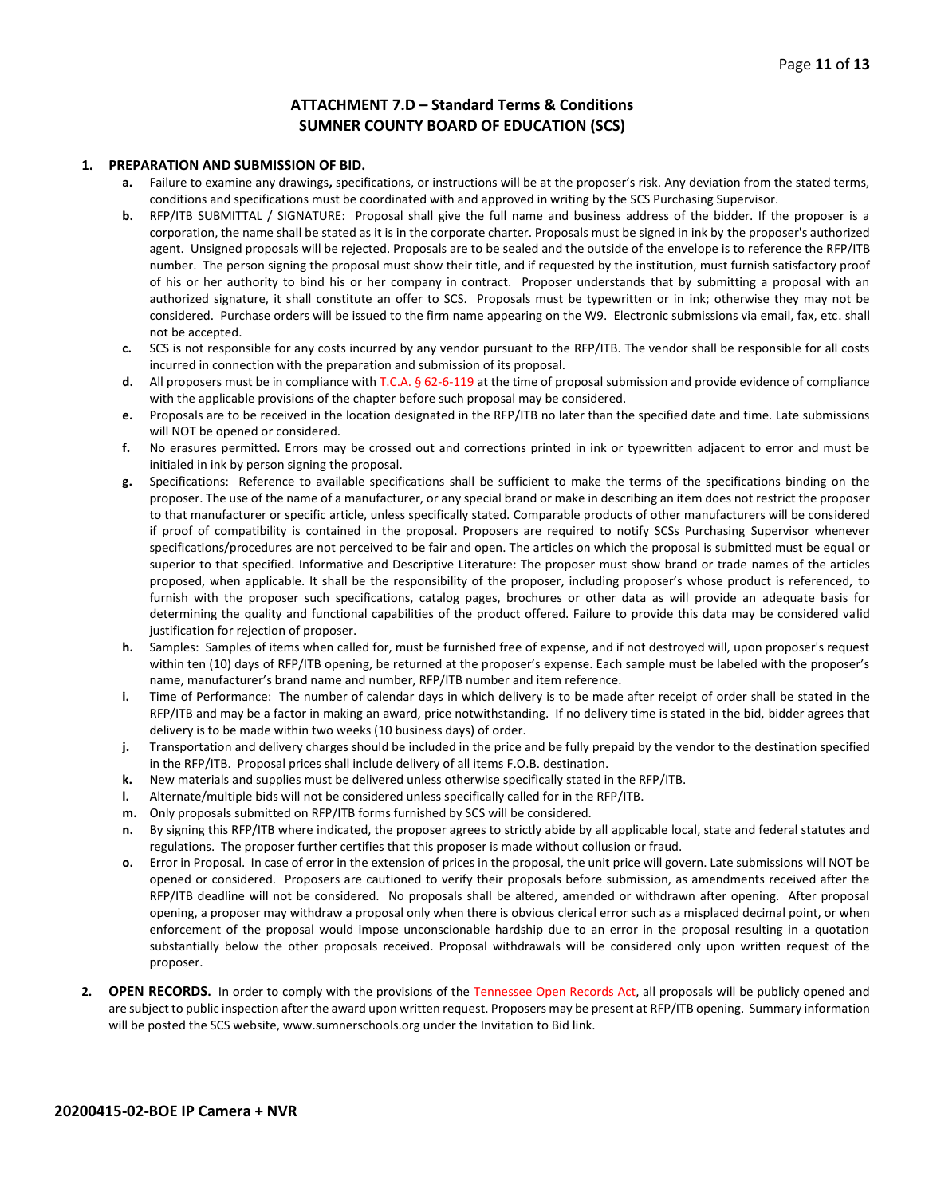# ATTACHMENT 7.D – Standard Terms & Conditions
# SUMNER COUNTY BOARD OF EDUCATION (SCS)

1. **PREPARATION AND SUBMISSION OF BID.**
   - **a.** Failure to examine any drawings**,** specifications, or instructions will be at the proposer's risk. Any deviation from the stated terms, conditions and specifications must be coordinated with and approved in writing by the SCS Purchasing Supervisor.
   - **b.** RFP/ITB SUBMITTAL / SIGNATURE: Proposal shall give the full name and business address of the bidder. If the proposer is a corporation, the name shall be stated as it is in the corporate charter. Proposals must be signed in ink by the proposer's authorized agent. Unsigned proposals will be rejected. Proposals are to be sealed and the outside of the envelope is to reference the RFP/ITB number. The person signing the proposal must show their title, and if requested by the institution, must furnish satisfactory proof of his or her authority to bind his or her company in contract. Proposer understands that by submitting a proposal with an authorized signature, it shall constitute an offer to SCS. Proposals must be typewritten or in ink; otherwise they may not be considered. Purchase orders will be issued to the firm name appearing on the W9. Electronic submissions via email, fax, etc. shall not be accepted.
   - **c.** SCS is not responsible for any costs incurred by any vendor pursuant to the RFP/ITB. The vendor shall be responsible for all costs incurred in connection with the preparation and submission of its proposal.
   - **d.** All proposers must be in compliance with T.C.A. § 62-6-119 at the time of proposal submission and provide evidence of compliance with the applicable provisions of the chapter before such proposal may be considered.
   - **e.** Proposals are to be received in the location designated in the RFP/ITB no later than the specified date and time. Late submissions will NOT be opened or considered.
   - **f.** No erasures permitted. Errors may be crossed out and corrections printed in ink or typewritten adjacent to error and must be initialed in ink by person signing the proposal.
   - **g.** Specifications: Reference to available specifications shall be sufficient to make the terms of the specifications binding on the proposer. The use of the name of a manufacturer, or any special brand or make in describing an item does not restrict the proposer to that manufacturer or specific article, unless specifically stated. Comparable products of other manufacturers will be considered if proof of compatibility is contained in the proposal. Proposers are required to notify SCSs Purchasing Supervisor whenever specifications/procedures are not perceived to be fair and open. The articles on which the proposal is submitted must be equal or superior to that specified. Informative and Descriptive Literature: The proposer must show brand or trade names of the articles proposed, when applicable. It shall be the responsibility of the proposer, including proposer's whose product is referenced, to furnish with the proposer such specifications, catalog pages, brochures or other data as will provide an adequate basis for determining the quality and functional capabilities of the product offered. Failure to provide this data may be considered valid justification for rejection of proposer.
   - **h.** Samples: Samples of items when called for, must be furnished free of expense, and if not destroyed will, upon proposer's request within ten (10) days of RFP/ITB opening, be returned at the proposer's expense. Each sample must be labeled with the proposer's name, manufacturer's brand name and number, RFP/ITB number and item reference.
   - **i.** Time of Performance: The number of calendar days in which delivery is to be made after receipt of order shall be stated in the RFP/ITB and may be a factor in making an award, price notwithstanding. If no delivery time is stated in the bid, bidder agrees that delivery is to be made within two weeks (10 business days) of order.
   - **j.** Transportation and delivery charges should be included in the price and be fully prepaid by the vendor to the destination specified in the RFP/ITB. Proposal prices shall include delivery of all items F.O.B. destination.
   - **k.** New materials and supplies must be delivered unless otherwise specifically stated in the RFP/ITB.
   - **l.** Alternate/multiple bids will not be considered unless specifically called for in the RFP/ITB.
   - **m.** Only proposals submitted on RFP/ITB forms furnished by SCS will be considered.
   - **n.** By signing this RFP/ITB where indicated, the proposer agrees to strictly abide by all applicable local, state and federal statutes and regulations. The proposer further certifies that this proposer is made without collusion or fraud.
   - **o.** Error in Proposal. In case of error in the extension of prices in the proposal, the unit price will govern. Late submissions will NOT be opened or considered. Proposers are cautioned to verify their proposals before submission, as amendments received after the RFP/ITB deadline will not be considered. No proposals shall be altered, amended or withdrawn after opening. After proposal opening, a proposer may withdraw a proposal only when there is obvious clerical error such as a misplaced decimal point, or when enforcement of the proposal would impose unconscionable hardship due to an error in the proposal resulting in a quotation substantially below the other proposals received. Proposal withdrawals will be considered only upon written request of the proposer.

2. **OPEN RECORDS.** In order to comply with the provisions of the Tennessee Open Records Act, all proposals will be publicly opened and are subject to public inspection after the award upon written request. Proposers may be present at RFP/ITB opening. Summary information will be posted the SCS website, www.sumnerschools.org under the Invitation to Bid link.

**20200415-02-BOE IP Camera + NVR**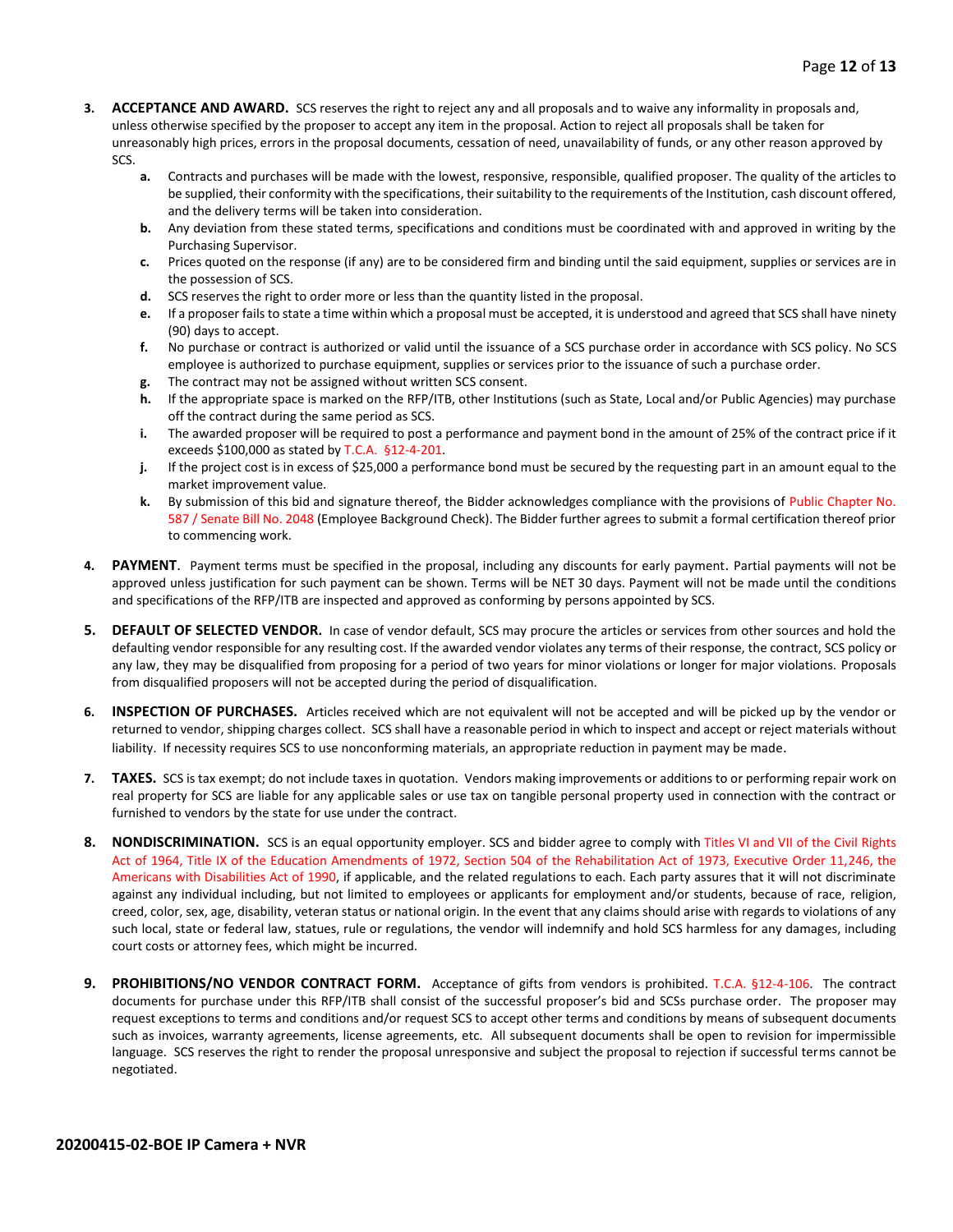3. **ACCEPTANCE AND AWARD.** SCS reserves the right to reject any and all proposals and to waive any informality in proposals and, unless otherwise specified by the proposer to accept any item in the proposal. Action to reject all proposals shall be taken for unreasonably high prices, errors in the proposal documents, cessation of need, unavailability of funds, or any other reason approved by SCS.
    - **a.** Contracts and purchases will be made with the lowest, responsive, responsible, qualified proposer. The quality of the articles to be supplied, their conformity with the specifications, their suitability to the requirements of the Institution, cash discount offered, and the delivery terms will be taken into consideration.
    - **b.** Any deviation from these stated terms, specifications and conditions must be coordinated with and approved in writing by the Purchasing Supervisor.
    - **c.** Prices quoted on the response (if any) are to be considered firm and binding until the said equipment, supplies or services are in the possession of SCS.
    - **d.** SCS reserves the right to order more or less than the quantity listed in the proposal.
    - **e.** If a proposer fails to state a time within which a proposal must be accepted, it is understood and agreed that SCS shall have ninety (90) days to accept.
    - **f.** No purchase or contract is authorized or valid until the issuance of a SCS purchase order in accordance with SCS policy. No SCS employee is authorized to purchase equipment, supplies or services prior to the issuance of such a purchase order.
    - **g.** The contract may not be assigned without written SCS consent.
    - **h.** If the appropriate space is marked on the RFP/ITB, other Institutions (such as State, Local and/or Public Agencies) may purchase off the contract during the same period as SCS.
    - **i.** The awarded proposer will be required to post a performance and payment bond in the amount of 25% of the contract price if it exceeds $100,000 as stated by T.C.A. §12-4-201.
    - **j.** If the project cost is in excess of $25,000 a performance bond must be secured by the requesting part in an amount equal to the market improvement value.
    - **k.** By submission of this bid and signature thereof, the Bidder acknowledges compliance with the provisions of Public Chapter No. 587 / Senate Bill No. 2048 (Employee Background Check). The Bidder further agrees to submit a formal certification thereof prior to commencing work.

4. **PAYMENT**. Payment terms must be specified in the proposal, including any discounts for early payment. Partial payments will not be approved unless justification for such payment can be shown. Terms will be NET 30 days. Payment will not be made until the conditions and specifications of the RFP/ITB are inspected and approved as conforming by persons appointed by SCS.

5. **DEFAULT OF SELECTED VENDOR.** In case of vendor default, SCS may procure the articles or services from other sources and hold the defaulting vendor responsible for any resulting cost. If the awarded vendor violates any terms of their response, the contract, SCS policy or any law, they may be disqualified from proposing for a period of two years for minor violations or longer for major violations. Proposals from disqualified proposers will not be accepted during the period of disqualification.

6. **INSPECTION OF PURCHASES.** Articles received which are not equivalent will not be accepted and will be picked up by the vendor or returned to vendor, shipping charges collect. SCS shall have a reasonable period in which to inspect and accept or reject materials without liability. If necessity requires SCS to use nonconforming materials, an appropriate reduction in payment may be made.

7. **TAXES.** SCS is tax exempt; do not include taxes in quotation. Vendors making improvements or additions to or performing repair work on real property for SCS are liable for any applicable sales or use tax on tangible personal property used in connection with the contract or furnished to vendors by the state for use under the contract.

8. **NONDISCRIMINATION.** SCS is an equal opportunity employer. SCS and bidder agree to comply with Titles VI and VII of the Civil Rights Act of 1964, Title IX of the Education Amendments of 1972, Section 504 of the Rehabilitation Act of 1973, Executive Order 11,246, the Americans with Disabilities Act of 1990, if applicable, and the related regulations to each. Each party assures that it will not discriminate against any individual including, but not limited to employees or applicants for employment and/or students, because of race, religion, creed, color, sex, age, disability, veteran status or national origin. In the event that any claims should arise with regards to violations of any such local, state or federal law, statues, rule or regulations, the vendor will indemnify and hold SCS harmless for any damages, including court costs or attorney fees, which might be incurred.

9. **PROHIBITIONS/NO VENDOR CONTRACT FORM.** Acceptance of gifts from vendors is prohibited. T.C.A. §12-4-106. The contract documents for purchase under this RFP/ITB shall consist of the successful proposer's bid and SCSs purchase order. The proposer may request exceptions to terms and conditions and/or request SCS to accept other terms and conditions by means of subsequent documents such as invoices, warranty agreements, license agreements, etc. All subsequent documents shall be open to revision for impermissible language. SCS reserves the right to render the proposal unresponsive and subject the proposal to rejection if successful terms cannot be negotiated.

**20200415-02-BOE IP Camera + NVR**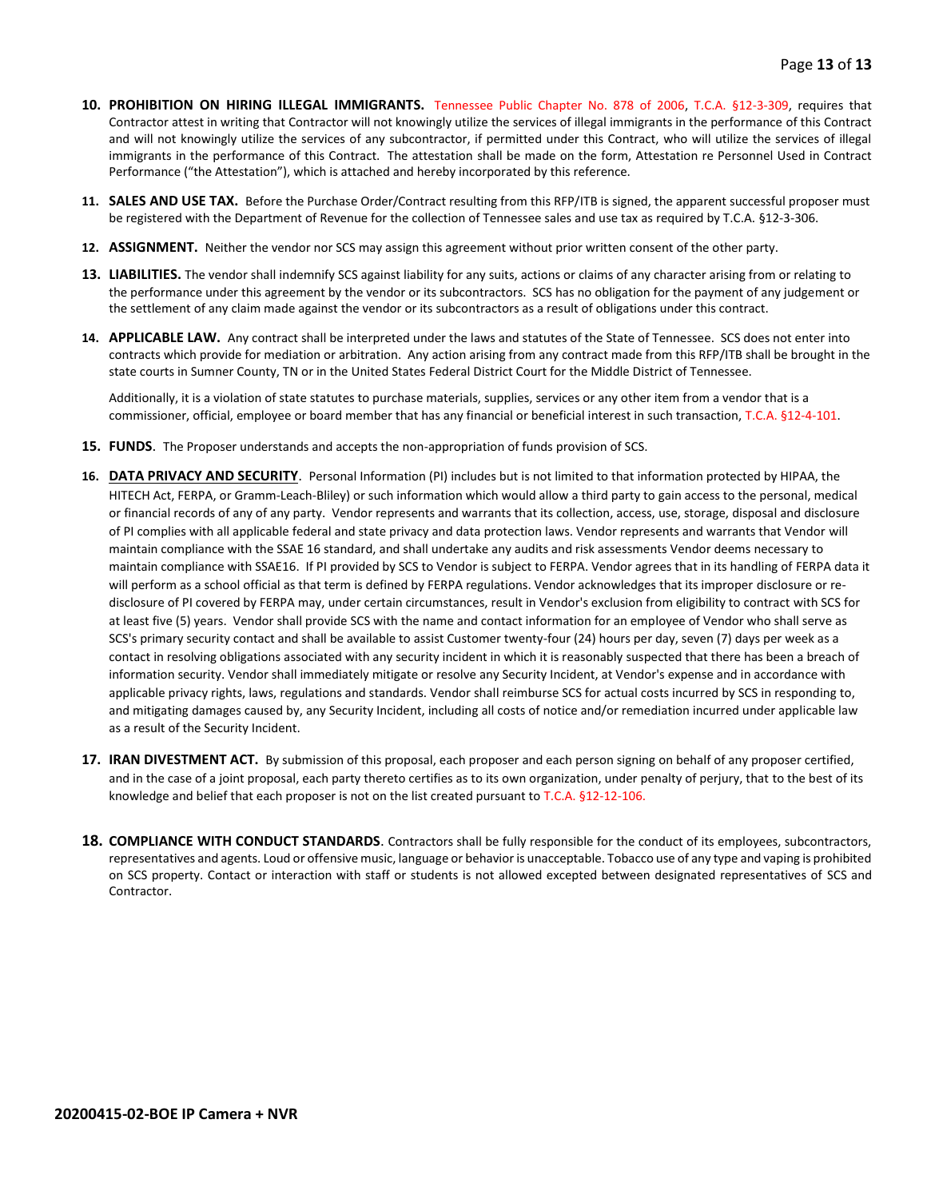10. **PROHIBITION ON HIRING ILLEGAL IMMIGRANTS.** Tennessee Public Chapter No. 878 of 2006, T.C.A. §12-3-309, requires that Contractor attest in writing that Contractor will not knowingly utilize the services of illegal immigrants in the performance of this Contract and will not knowingly utilize the services of any subcontractor, if permitted under this Contract, who will utilize the services of illegal immigrants in the performance of this Contract. The attestation shall be made on the form, Attestation re Personnel Used in Contract Performance ("the Attestation"), which is attached and hereby incorporated by this reference.

11. **SALES AND USE TAX.** Before the Purchase Order/Contract resulting from this RFP/ITB is signed, the apparent successful proposer must be registered with the Department of Revenue for the collection of Tennessee sales and use tax as required by T.C.A. §12-3-306.

12. **ASSIGNMENT.** Neither the vendor nor SCS may assign this agreement without prior written consent of the other party.

13. **LIABILITIES.** The vendor shall indemnify SCS against liability for any suits, actions or claims of any character arising from or relating to the performance under this agreement by the vendor or its subcontractors. SCS has no obligation for the payment of any judgement or the settlement of any claim made against the vendor or its subcontractors as a result of obligations under this contract.

14. **APPLICABLE LAW.** Any contract shall be interpreted under the laws and statutes of the State of Tennessee. SCS does not enter into contracts which provide for mediation or arbitration. Any action arising from any contract made from this RFP/ITB shall be brought in the state courts in Sumner County, TN or in the United States Federal District Court for the Middle District of Tennessee.

    Additionally, it is a violation of state statutes to purchase materials, supplies, services or any other item from a vendor that is a commissioner, official, employee or board member that has any financial or beneficial interest in such transaction, T.C.A. §12-4-101.

15. **FUNDS**. The Proposer understands and accepts the non-appropriation of funds provision of SCS.

16. **DATA PRIVACY AND SECURITY**. Personal Information (PI) includes but is not limited to that information protected by HIPAA, the HITECH Act, FERPA, or Gramm-Leach-Bliley) or such information which would allow a third party to gain access to the personal, medical or financial records of any of any party. Vendor represents and warrants that its collection, access, use, storage, disposal and disclosure of PI complies with all applicable federal and state privacy and data protection laws. Vendor represents and warrants that Vendor will maintain compliance with the SSAE 16 standard, and shall undertake any audits and risk assessments Vendor deems necessary to maintain compliance with SSAE16. If PI provided by SCS to Vendor is subject to FERPA. Vendor agrees that in its handling of FERPA data it will perform as a school official as that term is defined by FERPA regulations. Vendor acknowledges that its improper disclosure or re-disclosure of PI covered by FERPA may, under certain circumstances, result in Vendor's exclusion from eligibility to contract with SCS for at least five (5) years. Vendor shall provide SCS with the name and contact information for an employee of Vendor who shall serve as SCS's primary security contact and shall be available to assist Customer twenty-four (24) hours per day, seven (7) days per week as a contact in resolving obligations associated with any security incident in which it is reasonably suspected that there has been a breach of information security. Vendor shall immediately mitigate or resolve any Security Incident, at Vendor's expense and in accordance with applicable privacy rights, laws, regulations and standards. Vendor shall reimburse SCS for actual costs incurred by SCS in responding to, and mitigating damages caused by, any Security Incident, including all costs of notice and/or remediation incurred under applicable law as a result of the Security Incident.

17. **IRAN DIVESTMENT ACT.** By submission of this proposal, each proposer and each person signing on behalf of any proposer certified, and in the case of a joint proposal, each party thereto certifies as to its own organization, under penalty of perjury, that to the best of its knowledge and belief that each proposer is not on the list created pursuant to T.C.A. §12-12-106.

18. **COMPLIANCE WITH CONDUCT STANDARDS**. Contractors shall be fully responsible for the conduct of its employees, subcontractors, representatives and agents. Loud or offensive music, language or behavior is unacceptable. Tobacco use of any type and vaping is prohibited on SCS property. Contact or interaction with staff or students is not allowed excepted between designated representatives of SCS and Contractor.

**20200415-02-BOE IP Camera + NVR**